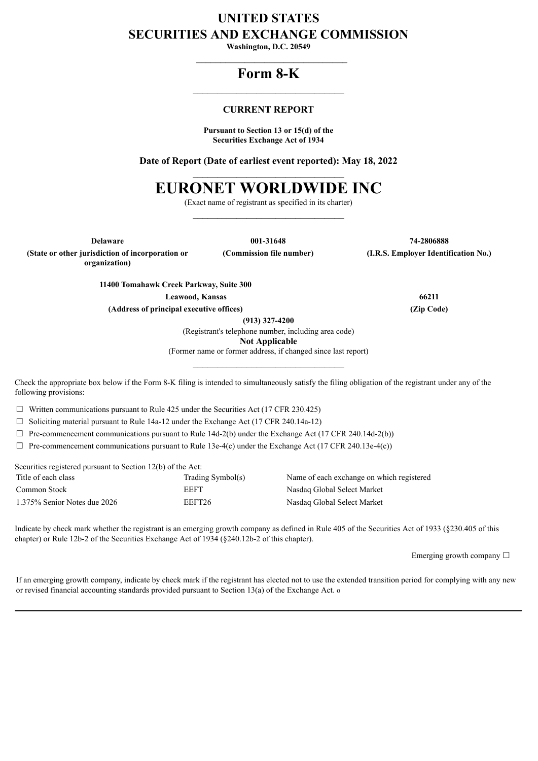# UNITED STATES
# SECURITIES AND EXCHANGE COMMISSION

**Washington, D.C. 20549**

---

# Form 8-K

---

**CURRENT REPORT**

**Pursuant to Section 13 or 15(d) of the Securities Exchange Act of 1934**

**Date of Report (Date of earliest event reported): May 18, 2022**

---

# EURONET WORLDWIDE INC

(Exact name of registrant as specified in its charter)

---

| **Delaware** | **001-31648** | **74-2806888** |
|---|---|---|
| **(State or other jurisdiction of incorporation or organization)** | **(Commission file number)** | **(I.R.S. Employer Identification No.)** |

| **11400 Tomahawk Creek Parkway, Suite 300 Leawood, Kansas** | **66211** |
|---|---|
| **(Address of principal executive offices)** | **(Zip Code)** |

**(913) 327-4200**

(Registrant's telephone number, including area code)

**Not Applicable**

(Former name or former address, if changed since last report)

---

Check the appropriate box below if the Form 8-K filing is intended to simultaneously satisfy the filing obligation of the registrant under any of the following provisions:

☐ Written communications pursuant to Rule 425 under the Securities Act (17 CFR 230.425)

☐ Soliciting material pursuant to Rule 14a-12 under the Exchange Act (17 CFR 240.14a-12)

☐ Pre-commencement communications pursuant to Rule 14d-2(b) under the Exchange Act (17 CFR 240.14d-2(b))

☐ Pre-commencement communications pursuant to Rule 13e-4(c) under the Exchange Act (17 CFR 240.13e-4(c))

Securities registered pursuant to Section 12(b) of the Act:

| Title of each class | Trading Symbol(s) | Name of each exchange on which registered |
|---|---|---|
| Common Stock | EEFT | Nasdaq Global Select Market |
| 1.375% Senior Notes due 2026 | EEFT26 | Nasdaq Global Select Market |

Indicate by check mark whether the registrant is an emerging growth company as defined in Rule 405 of the Securities Act of 1933 (§230.405 of this chapter) or Rule 12b-2 of the Securities Exchange Act of 1934 (§240.12b-2 of this chapter).

Emerging growth company ☐

If an emerging growth company, indicate by check mark if the registrant has elected not to use the extended transition period for complying with any new or revised financial accounting standards provided pursuant to Section 13(a) of the Exchange Act. o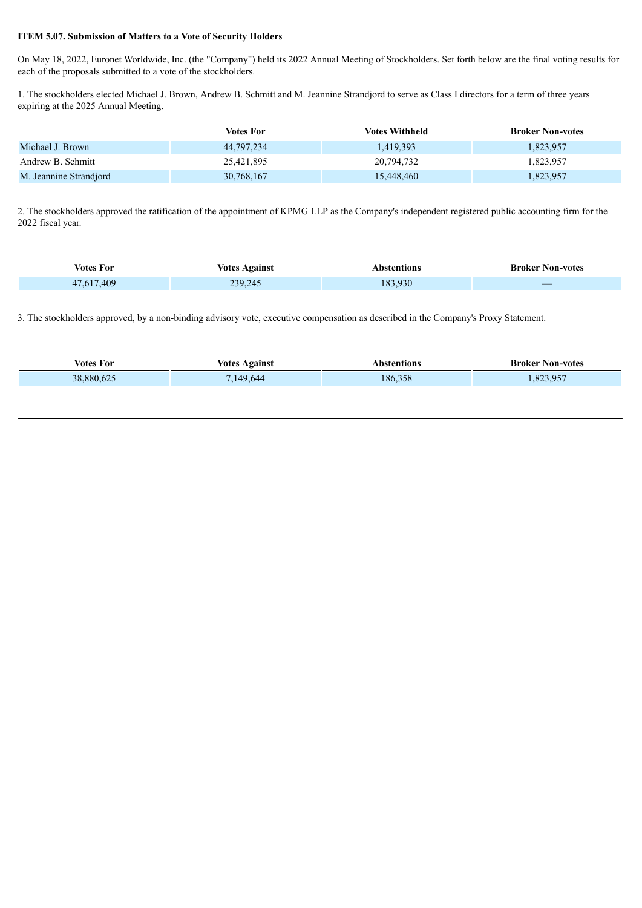**ITEM 5.07. Submission of Matters to a Vote of Security Holders**

On May 18, 2022, Euronet Worldwide, Inc. (the "Company") held its 2022 Annual Meeting of Stockholders. Set forth below are the final voting results for each of the proposals submitted to a vote of the stockholders.

1. The stockholders elected Michael J. Brown, Andrew B. Schmitt and M. Jeannine Strandjord to serve as Class I directors for a term of three years expiring at the 2025 Annual Meeting.

| | Votes For | Votes Withheld | Broker Non-votes |
|---|---|---|---|
| Michael J. Brown | 44,797,234 | 1,419,393 | 1,823,957 |
| Andrew B. Schmitt | 25,421,895 | 20,794,732 | 1,823,957 |
| M. Jeannine Strandjord | 30,768,167 | 15,448,460 | 1,823,957 |

2. The stockholders approved the ratification of the appointment of KPMG LLP as the Company's independent registered public accounting firm for the 2022 fiscal year.

| Votes For | Votes Against | Abstentions | Broker Non-votes |
|---|---|---|---|
| 47,617,409 | 239,245 | 183,930 | — |

3. The stockholders approved, by a non-binding advisory vote, executive compensation as described in the Company's Proxy Statement.

| Votes For | Votes Against | Abstentions | Broker Non-votes |
|---|---|---|---|
| 38,880,625 | 7,149,644 | 186,358 | 1,823,957 |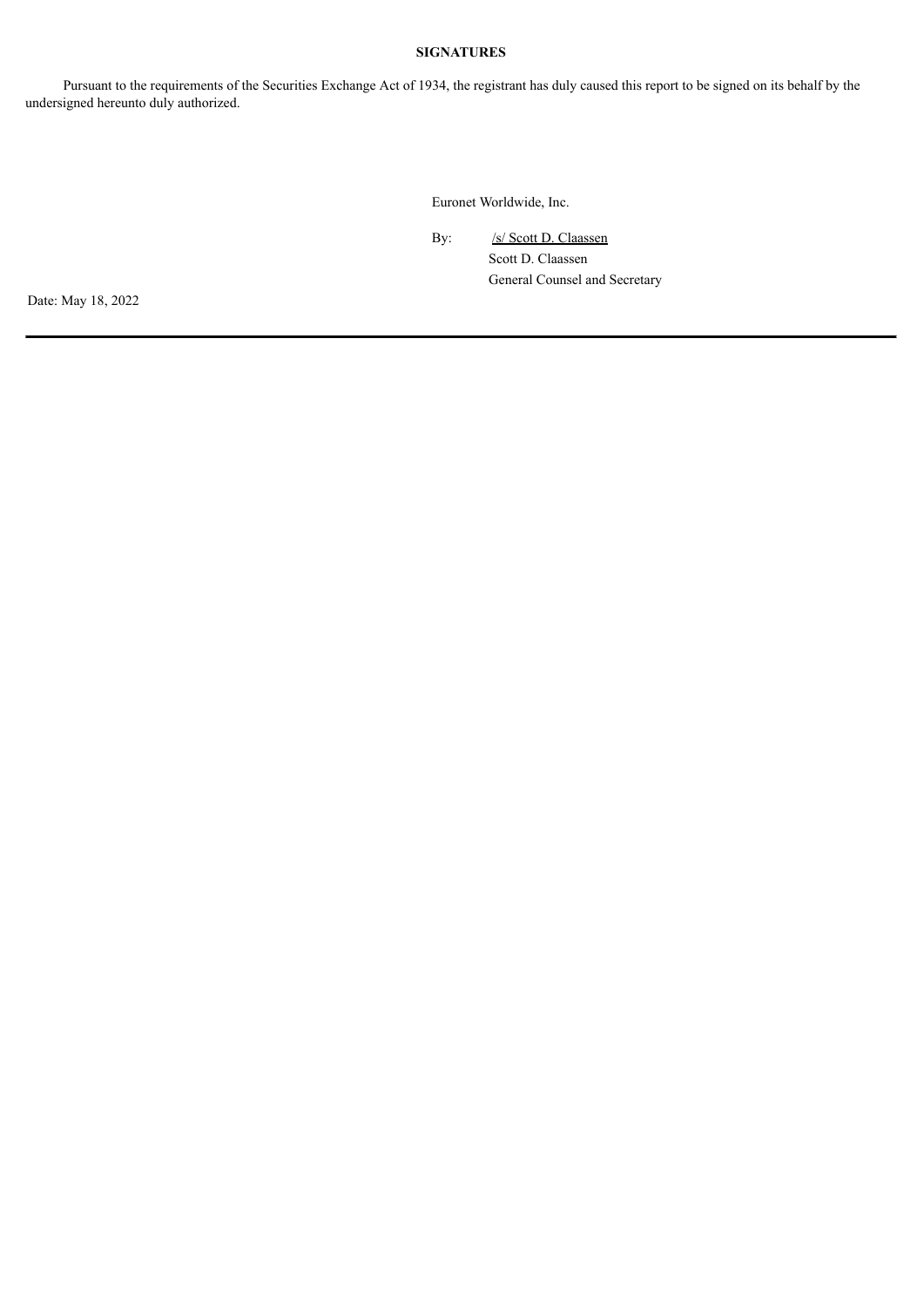**SIGNATURES**

Pursuant to the requirements of the Securities Exchange Act of 1934, the registrant has duly caused this report to be signed on its behalf by the undersigned hereunto duly authorized.

Euronet Worldwide, Inc.

By: /s/ Scott D. Claassen
Scott D. Claassen
General Counsel and Secretary

Date: May 18, 2022